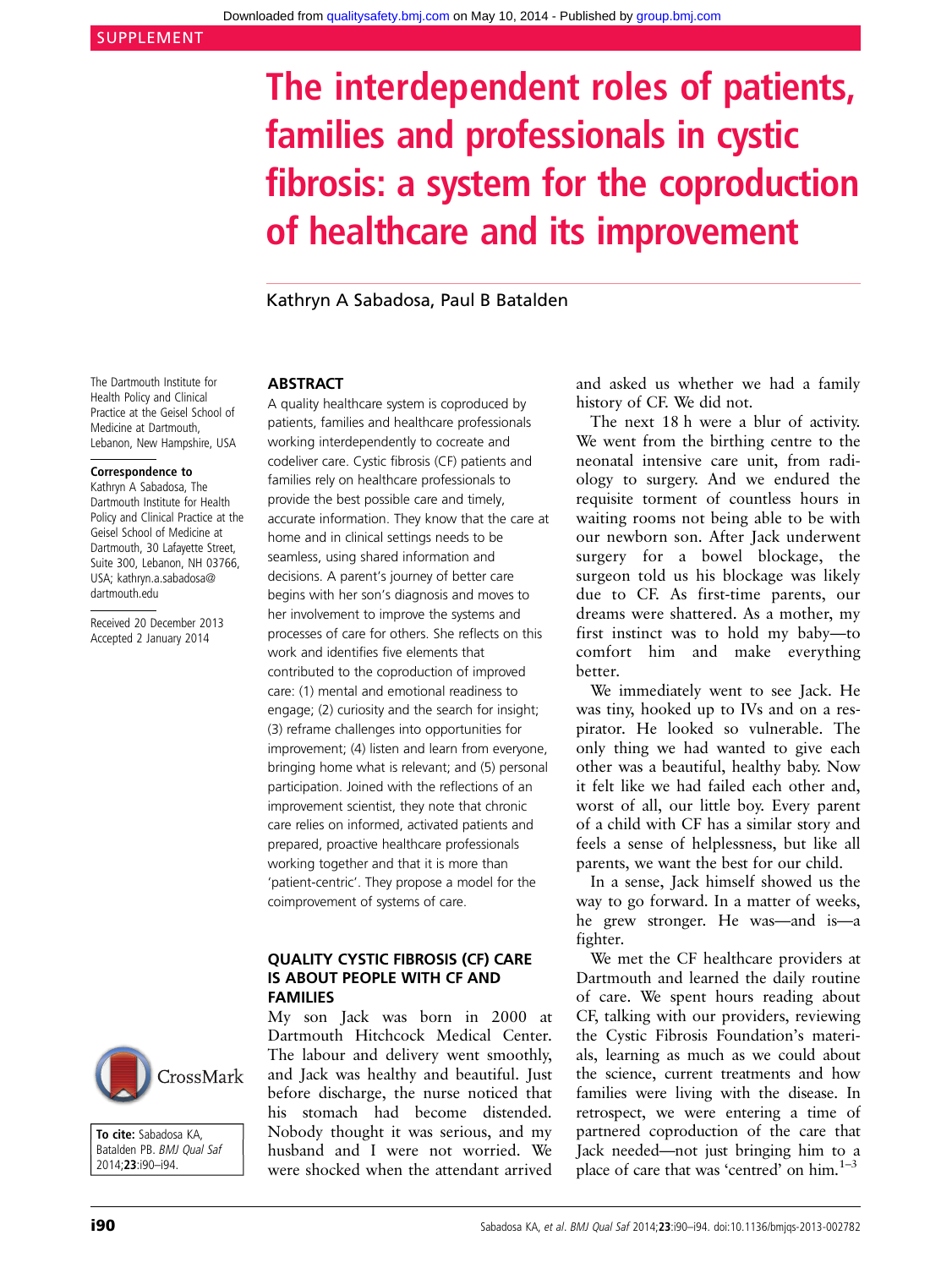SUPPLEMENT

# The interdependent roles of patients, families and professionals in cystic fibrosis: a system for the coproduction of healthcare and its improvement

Kathryn A Sabadosa, Paul B Batalden

The Dartmouth Institute for Health Policy and Clinical Practice at the Geisel School of Medicine at Dartmouth, Lebanon, New Hampshire, USA

**Correspondence to**
Kathryn A Sabadosa, The Dartmouth Institute for Health Policy and Clinical Practice at the Geisel School of Medicine at Dartmouth, 30 Lafayette Street, Suite 300, Lebanon, NH 03766, USA; kathryn.a.sabadosa@dartmouth.edu

Received 20 December 2013
Accepted 2 January 2014

**To cite:** Sabadosa KA, Batalden PB. *BMJ Qual Saf* 2014;**23**:i90–i94.

## ABSTRACT

A quality healthcare system is coproduced by patients, families and healthcare professionals working interdependently to cocreate and codeliver care. Cystic fibrosis (CF) patients and families rely on healthcare professionals to provide the best possible care and timely, accurate information. They know that the care at home and in clinical settings needs to be seamless, using shared information and decisions. A parent's journey of better care begins with her son's diagnosis and moves to her involvement to improve the systems and processes of care for others. She reflects on this work and identifies five elements that contributed to the coproduction of improved care: (1) mental and emotional readiness to engage; (2) curiosity and the search for insight; (3) reframe challenges into opportunities for improvement; (4) listen and learn from everyone, bringing home what is relevant; and (5) personal participation. Joined with the reflections of an improvement scientist, they note that chronic care relies on informed, activated patients and prepared, proactive healthcare professionals working together and that it is more than 'patient-centric'. They propose a model for the coimprovement of systems of care.

## QUALITY CYSTIC FIBROSIS (CF) CARE IS ABOUT PEOPLE WITH CF AND FAMILIES

My son Jack was born in 2000 at Dartmouth Hitchcock Medical Center. The labour and delivery went smoothly, and Jack was healthy and beautiful. Just before discharge, the nurse noticed that his stomach had become distended. Nobody thought it was serious, and my husband and I were not worried. We were shocked when the attendant arrived and asked us whether we had a family history of CF. We did not.

The next 18 h were a blur of activity. We went from the birthing centre to the neonatal intensive care unit, from radiology to surgery. And we endured the requisite torment of countless hours in waiting rooms not being able to be with our newborn son. After Jack underwent surgery for a bowel blockage, the surgeon told us his blockage was likely due to CF. As first-time parents, our dreams were shattered. As a mother, my first instinct was to hold my baby—to comfort him and make everything better.

We immediately went to see Jack. He was tiny, hooked up to IVs and on a respirator. He looked so vulnerable. The only thing we had wanted to give each other was a beautiful, healthy baby. Now it felt like we had failed each other and, worst of all, our little boy. Every parent of a child with CF has a similar story and feels a sense of helplessness, but like all parents, we want the best for our child.

In a sense, Jack himself showed us the way to go forward. In a matter of weeks, he grew stronger. He was—and is—a fighter.

We met the CF healthcare providers at Dartmouth and learned the daily routine of care. We spent hours reading about CF, talking with our providers, reviewing the Cystic Fibrosis Foundation's materials, learning as much as we could about the science, current treatments and how families were living with the disease. In retrospect, we were entering a time of partnered coproduction of the care that Jack needed—not just bringing him to a place of care that was 'centred' on him.[1–3]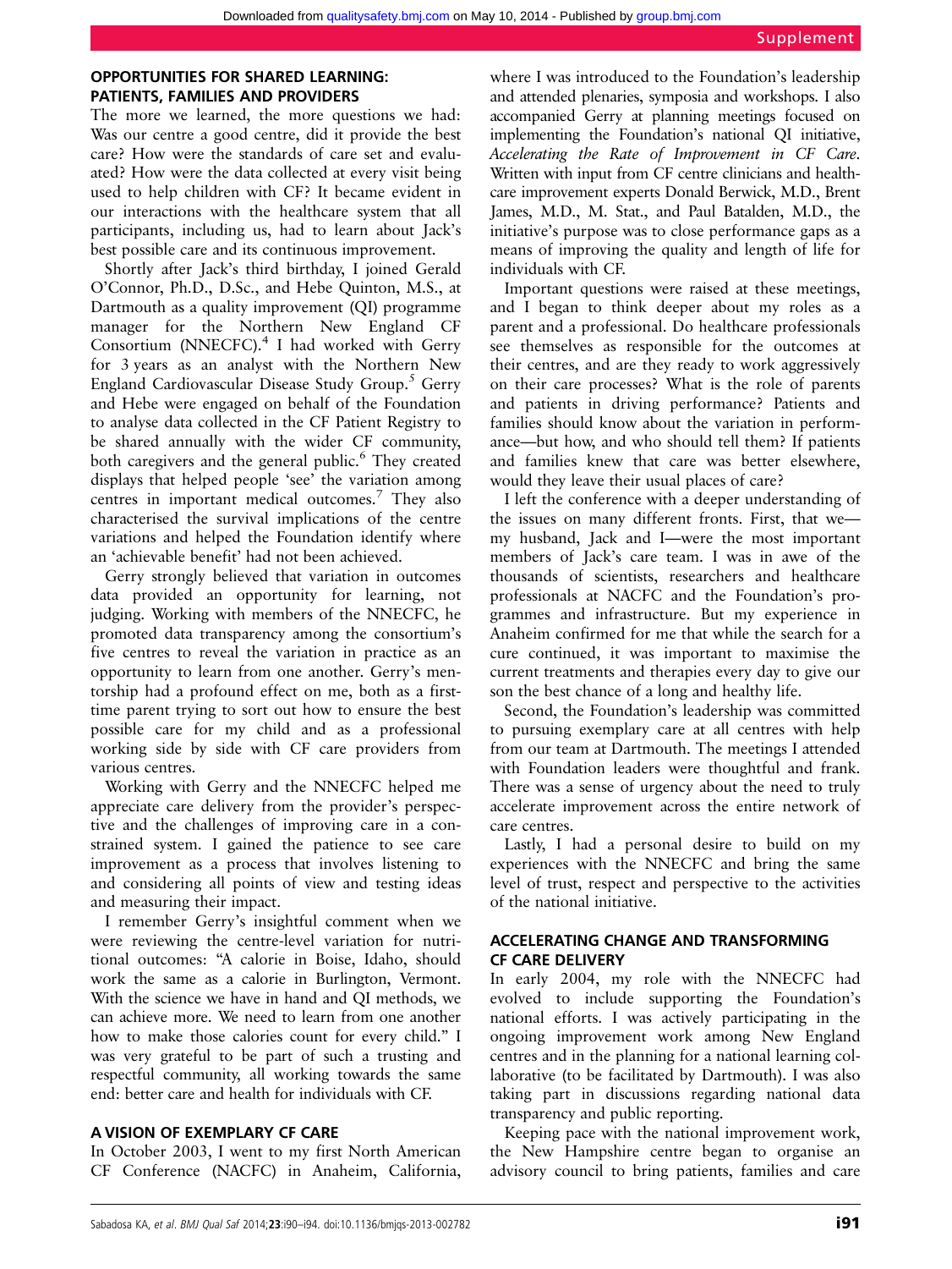## OPPORTUNITIES FOR SHARED LEARNING: PATIENTS, FAMILIES AND PROVIDERS

The more we learned, the more questions we had: Was our centre a good centre, did it provide the best care? How were the standards of care set and evaluated? How were the data collected at every visit being used to help children with CF? It became evident in our interactions with the healthcare system that all participants, including us, had to learn about Jack's best possible care and its continuous improvement.

Shortly after Jack's third birthday, I joined Gerald O'Connor, Ph.D., D.Sc., and Hebe Quinton, M.S., at Dartmouth as a quality improvement (QI) programme manager for the Northern New England CF Consortium (NNECFC).[4] I had worked with Gerry for 3 years as an analyst with the Northern New England Cardiovascular Disease Study Group.[5] Gerry and Hebe were engaged on behalf of the Foundation to analyse data collected in the CF Patient Registry to be shared annually with the wider CF community, both caregivers and the general public.[6] They created displays that helped people 'see' the variation among centres in important medical outcomes.[7] They also characterised the survival implications of the centre variations and helped the Foundation identify where an 'achievable benefit' had not been achieved.

Gerry strongly believed that variation in outcomes data provided an opportunity for learning, not judging. Working with members of the NNECFC, he promoted data transparency among the consortium's five centres to reveal the variation in practice as an opportunity to learn from one another. Gerry's mentorship had a profound effect on me, both as a first-time parent trying to sort out how to ensure the best possible care for my child and as a professional working side by side with CF care providers from various centres.

Working with Gerry and the NNECFC helped me appreciate care delivery from the provider's perspective and the challenges of improving care in a constrained system. I gained the patience to see care improvement as a process that involves listening to and considering all points of view and testing ideas and measuring their impact.

I remember Gerry's insightful comment when we were reviewing the centre-level variation for nutritional outcomes: "A calorie in Boise, Idaho, should work the same as a calorie in Burlington, Vermont. With the science we have in hand and QI methods, we can achieve more. We need to learn from one another how to make those calories count for every child." I was very grateful to be part of such a trusting and respectful community, all working towards the same end: better care and health for individuals with CF.

## A VISION OF EXEMPLARY CF CARE

In October 2003, I went to my first North American CF Conference (NACFC) in Anaheim, California, where I was introduced to the Foundation's leadership and attended plenaries, symposia and workshops. I also accompanied Gerry at planning meetings focused on implementing the Foundation's national QI initiative, *Accelerating the Rate of Improvement in CF Care*. Written with input from CF centre clinicians and healthcare improvement experts Donald Berwick, M.D., Brent James, M.D., M. Stat., and Paul Batalden, M.D., the initiative's purpose was to close performance gaps as a means of improving the quality and length of life for individuals with CF.

Important questions were raised at these meetings, and I began to think deeper about my roles as a parent and a professional. Do healthcare professionals see themselves as responsible for the outcomes at their centres, and are they ready to work aggressively on their care processes? What is the role of parents and patients in driving performance? Patients and families should know about the variation in performance—but how, and who should tell them? If patients and families knew that care was better elsewhere, would they leave their usual places of care?

I left the conference with a deeper understanding of the issues on many different fronts. First, that we—my husband, Jack and I—were the most important members of Jack's care team. I was in awe of the thousands of scientists, researchers and healthcare professionals at NACFC and the Foundation's programmes and infrastructure. But my experience in Anaheim confirmed for me that while the search for a cure continued, it was important to maximise the current treatments and therapies every day to give our son the best chance of a long and healthy life.

Second, the Foundation's leadership was committed to pursuing exemplary care at all centres with help from our team at Dartmouth. The meetings I attended with Foundation leaders were thoughtful and frank. There was a sense of urgency about the need to truly accelerate improvement across the entire network of care centres.

Lastly, I had a personal desire to build on my experiences with the NNECFC and bring the same level of trust, respect and perspective to the activities of the national initiative.

## ACCELERATING CHANGE AND TRANSFORMING CF CARE DELIVERY

In early 2004, my role with the NNECFC had evolved to include supporting the Foundation's national efforts. I was actively participating in the ongoing improvement work among New England centres and in the planning for a national learning collaborative (to be facilitated by Dartmouth). I was also taking part in discussions regarding national data transparency and public reporting.

Keeping pace with the national improvement work, the New Hampshire centre began to organise an advisory council to bring patients, families and care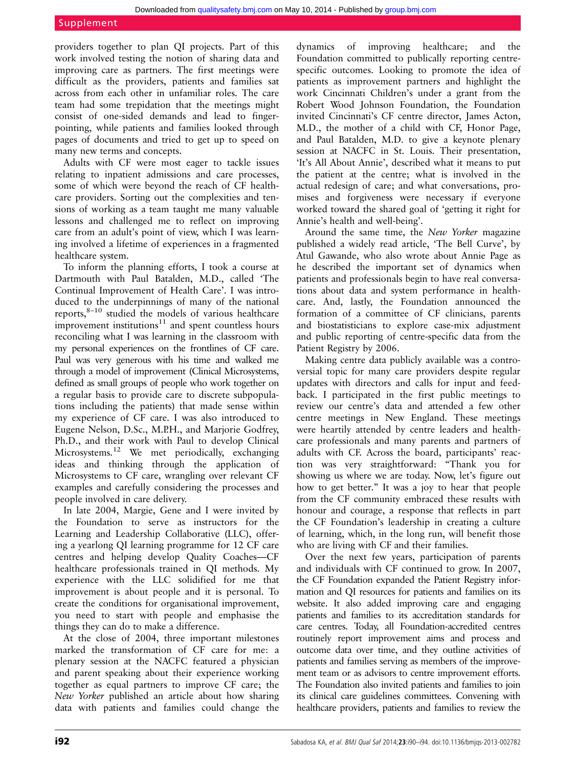providers together to plan QI projects. Part of this work involved testing the notion of sharing data and improving care as partners. The first meetings were difficult as the providers, patients and families sat across from each other in unfamiliar roles. The care team had some trepidation that the meetings might consist of one-sided demands and lead to finger-pointing, while patients and families looked through pages of documents and tried to get up to speed on many new terms and concepts.

Adults with CF were most eager to tackle issues relating to inpatient admissions and care processes, some of which were beyond the reach of CF healthcare providers. Sorting out the complexities and tensions of working as a team taught me many valuable lessons and challenged me to reflect on improving care from an adult's point of view, which I was learning involved a lifetime of experiences in a fragmented healthcare system.

To inform the planning efforts, I took a course at Dartmouth with Paul Batalden, M.D., called 'The Continual Improvement of Health Care'. I was introduced to the underpinnings of many of the national reports,[8–10] studied the models of various healthcare improvement institutions[11] and spent countless hours reconciling what I was learning in the classroom with my personal experiences on the frontlines of CF care. Paul was very generous with his time and walked me through a model of improvement (Clinical Microsystems, defined as small groups of people who work together on a regular basis to provide care to discrete subpopulations including the patients) that made sense within my experience of CF care. I was also introduced to Eugene Nelson, D.Sc., M.P.H., and Marjorie Godfrey, Ph.D., and their work with Paul to develop Clinical Microsystems.[12] We met periodically, exchanging ideas and thinking through the application of Microsystems to CF care, wrangling over relevant CF examples and carefully considering the processes and people involved in care delivery.

In late 2004, Margie, Gene and I were invited by the Foundation to serve as instructors for the Learning and Leadership Collaborative (LLC), offering a yearlong QI learning programme for 12 CF care centres and helping develop Quality Coaches—CF healthcare professionals trained in QI methods. My experience with the LLC solidified for me that improvement is about people and it is personal. To create the conditions for organisational improvement, you need to start with people and emphasise the things they can do to make a difference.

At the close of 2004, three important milestones marked the transformation of CF care for me: a plenary session at the NACFC featured a physician and parent speaking about their experience working together as equal partners to improve CF care; the *New Yorker* published an article about how sharing data with patients and families could change the dynamics of improving healthcare; and the Foundation committed to publically reporting centre-specific outcomes. Looking to promote the idea of patients as improvement partners and highlight the work Cincinnati Children's under a grant from the Robert Wood Johnson Foundation, the Foundation invited Cincinnati's CF centre director, James Acton, M.D., the mother of a child with CF, Honor Page, and Paul Batalden, M.D. to give a keynote plenary session at NACFC in St. Louis. Their presentation, 'It's All About Annie', described what it means to put the patient at the centre; what is involved in the actual redesign of care; and what conversations, promises and forgiveness were necessary if everyone worked toward the shared goal of 'getting it right for Annie's health and well-being'.

Around the same time, the *New Yorker* magazine published a widely read article, 'The Bell Curve', by Atul Gawande, who also wrote about Annie Page as he described the important set of dynamics when patients and professionals begin to have real conversations about data and system performance in healthcare. And, lastly, the Foundation announced the formation of a committee of CF clinicians, parents and biostatisticians to explore case-mix adjustment and public reporting of centre-specific data from the Patient Registry by 2006.

Making centre data publicly available was a controversial topic for many care providers despite regular updates with directors and calls for input and feedback. I participated in the first public meetings to review our centre's data and attended a few other centre meetings in New England. These meetings were heartily attended by centre leaders and healthcare professionals and many parents and partners of adults with CF. Across the board, participants' reaction was very straightforward: "Thank you for showing us where we are today. Now, let's figure out how to get better." It was a joy to hear that people from the CF community embraced these results with honour and courage, a response that reflects in part the CF Foundation's leadership in creating a culture of learning, which, in the long run, will benefit those who are living with CF and their families.

Over the next few years, participation of parents and individuals with CF continued to grow. In 2007, the CF Foundation expanded the Patient Registry information and QI resources for patients and families on its website. It also added improving care and engaging patients and families to its accreditation standards for care centres. Today, all Foundation-accredited centres routinely report improvement aims and process and outcome data over time, and they outline activities of patients and families serving as members of the improvement team or as advisors to centre improvement efforts. The Foundation also invited patients and families to join its clinical care guidelines committees. Convening with healthcare providers, patients and families to review the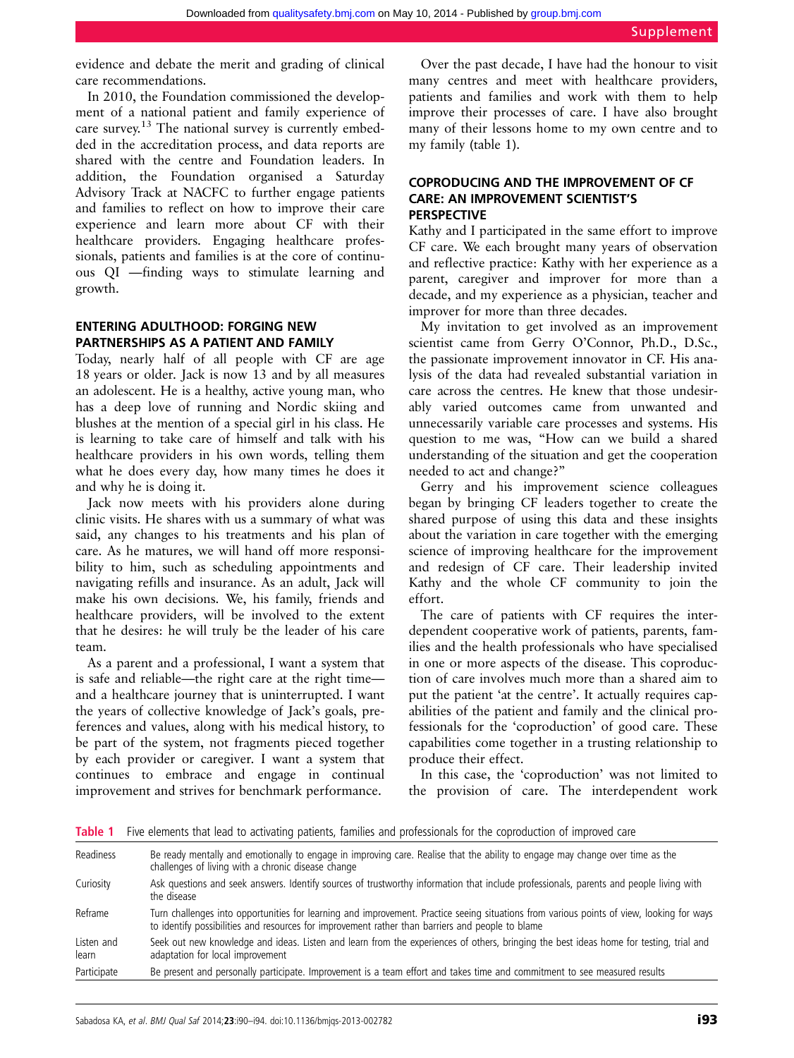evidence and debate the merit and grading of clinical care recommendations.

In 2010, the Foundation commissioned the development of a national patient and family experience of care survey.[13] The national survey is currently embedded in the accreditation process, and data reports are shared with the centre and Foundation leaders. In addition, the Foundation organised a Saturday Advisory Track at NACFC to further engage patients and families to reflect on how to improve their care experience and learn more about CF with their healthcare providers. Engaging healthcare professionals, patients and families is at the core of continuous QI —finding ways to stimulate learning and growth.

## ENTERING ADULTHOOD: FORGING NEW PARTNERSHIPS AS A PATIENT AND FAMILY

Today, nearly half of all people with CF are age 18 years or older. Jack is now 13 and by all measures an adolescent. He is a healthy, active young man, who has a deep love of running and Nordic skiing and blushes at the mention of a special girl in his class. He is learning to take care of himself and talk with his healthcare providers in his own words, telling them what he does every day, how many times he does it and why he is doing it.

Jack now meets with his providers alone during clinic visits. He shares with us a summary of what was said, any changes to his treatments and his plan of care. As he matures, we will hand off more responsibility to him, such as scheduling appointments and navigating refills and insurance. As an adult, Jack will make his own decisions. We, his family, friends and healthcare providers, will be involved to the extent that he desires: he will truly be the leader of his care team.

As a parent and a professional, I want a system that is safe and reliable—the right care at the right time—and a healthcare journey that is uninterrupted. I want the years of collective knowledge of Jack's goals, preferences and values, along with his medical history, to be part of the system, not fragments pieced together by each provider or caregiver. I want a system that continues to embrace and engage in continual improvement and strives for benchmark performance.

Over the past decade, I have had the honour to visit many centres and meet with healthcare providers, patients and families and work with them to help improve their processes of care. I have also brought many of their lessons home to my own centre and to my family (table 1).

## COPRODUCING AND THE IMPROVEMENT OF CF CARE: AN IMPROVEMENT SCIENTIST'S PERSPECTIVE

Kathy and I participated in the same effort to improve CF care. We each brought many years of observation and reflective practice: Kathy with her experience as a parent, caregiver and improver for more than a decade, and my experience as a physician, teacher and improver for more than three decades.

My invitation to get involved as an improvement scientist came from Gerry O'Connor, Ph.D., D.Sc., the passionate improvement innovator in CF. His analysis of the data had revealed substantial variation in care across the centres. He knew that those undesirably varied outcomes came from unwanted and unnecessarily variable care processes and systems. His question to me was, "How can we build a shared understanding of the situation and get the cooperation needed to act and change?"

Gerry and his improvement science colleagues began by bringing CF leaders together to create the shared purpose of using this data and these insights about the variation in care together with the emerging science of improving healthcare for the improvement and redesign of CF care. Their leadership invited Kathy and the whole CF community to join the effort.

The care of patients with CF requires the interdependent cooperative work of patients, parents, families and the health professionals who have specialised in one or more aspects of the disease. This coproduction of care involves much more than a shared aim to put the patient 'at the centre'. It actually requires capabilities of the patient and family and the clinical professionals for the 'coproduction' of good care. These capabilities come together in a trusting relationship to produce their effect.

In this case, the 'coproduction' was not limited to the provision of care. The interdependent work

**Table 1** Five elements that lead to activating patients, families and professionals for the coproduction of improved care

| | |
|---|---|
| Readiness | Be ready mentally and emotionally to engage in improving care. Realise that the ability to engage may change over time as the challenges of living with a chronic disease change |
| Curiosity | Ask questions and seek answers. Identify sources of trustworthy information that include professionals, parents and people living with the disease |
| Reframe | Turn challenges into opportunities for learning and improvement. Practice seeing situations from various points of view, looking for ways to identify possibilities and resources for improvement rather than barriers and people to blame |
| Listen and learn | Seek out new knowledge and ideas. Listen and learn from the experiences of others, bringing the best ideas home for testing, trial and adaptation for local improvement |
| Participate | Be present and personally participate. Improvement is a team effort and takes time and commitment to see measured results |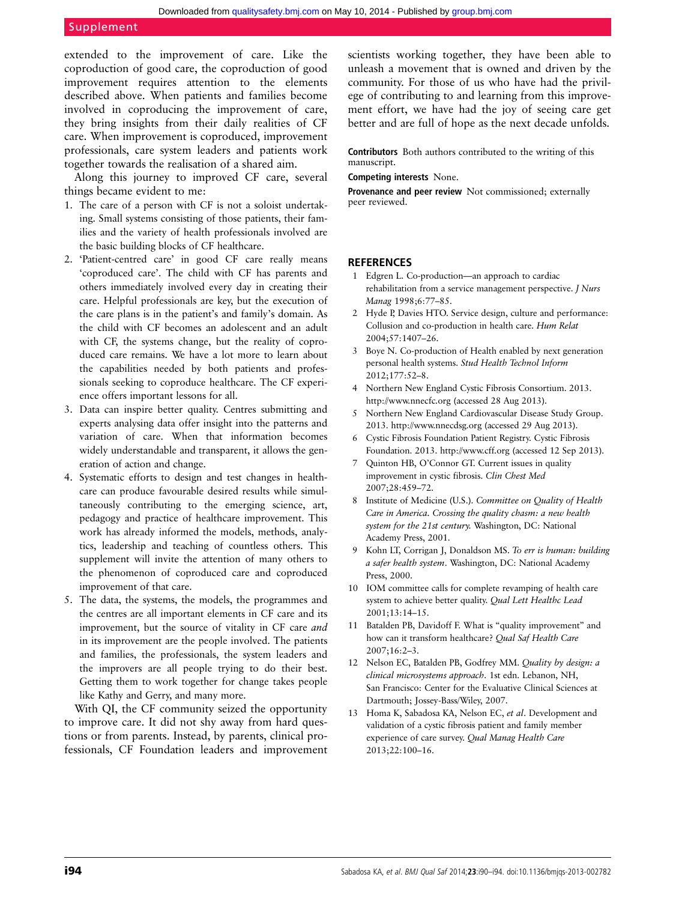extended to the improvement of care. Like the coproduction of good care, the coproduction of good improvement requires attention to the elements described above. When patients and families become involved in coproducing the improvement of care, they bring insights from their daily realities of CF care. When improvement is coproduced, improvement professionals, care system leaders and patients work together towards the realisation of a shared aim.

Along this journey to improved CF care, several things became evident to me:

1. The care of a person with CF is not a soloist undertaking. Small systems consisting of those patients, their families and the variety of health professionals involved are the basic building blocks of CF healthcare.
2. 'Patient-centred care' in good CF care really means 'coproduced care'. The child with CF has parents and others immediately involved every day in creating their care. Helpful professionals are key, but the execution of the care plans is in the patient's and family's domain. As the child with CF becomes an adolescent and an adult with CF, the systems change, but the reality of coproduced care remains. We have a lot more to learn about the capabilities needed by both patients and professionals seeking to coproduce healthcare. The CF experience offers important lessons for all.
3. Data can inspire better quality. Centres submitting and experts analysing data offer insight into the patterns and variation of care. When that information becomes widely understandable and transparent, it allows the generation of action and change.
4. Systematic efforts to design and test changes in healthcare can produce favourable desired results while simultaneously contributing to the emerging science, art, pedagogy and practice of healthcare improvement. This work has already informed the models, methods, analytics, leadership and teaching of countless others. This supplement will invite the attention of many others to the phenomenon of coproduced care and coproduced improvement of that care.
5. The data, the systems, the models, the programmes and the centres are all important elements in CF care and its improvement, but the source of vitality in CF care *and* in its improvement are the people involved. The patients and families, the professionals, the system leaders and the improvers are all people trying to do their best. Getting them to work together for change takes people like Kathy and Gerry, and many more.

With QI, the CF community seized the opportunity to improve care. It did not shy away from hard questions or from parents. Instead, by parents, clinical professionals, CF Foundation leaders and improvement scientists working together, they have been able to unleash a movement that is owned and driven by the community. For those of us who have had the privilege of contributing to and learning from this improvement effort, we have had the joy of seeing care get better and are full of hope as the next decade unfolds.

**Contributors** Both authors contributed to the writing of this manuscript.

**Competing interests** None.

**Provenance and peer review** Not commissioned; externally peer reviewed.

## REFERENCES

1. Edgren L. Co-production—an approach to cardiac rehabilitation from a service management perspective. *J Nurs Manag* 1998;6:77–85.
2. Hyde P, Davies HTO. Service design, culture and performance: Collusion and co-production in health care. *Hum Relat* 2004;57:1407–26.
3. Boye N. Co-production of Health enabled by next generation personal health systems. *Stud Health Technol Inform* 2012;177:52–8.
4. Northern New England Cystic Fibrosis Consortium. 2013. http://www.nnecfc.org (accessed 28 Aug 2013).
5. Northern New England Cardiovascular Disease Study Group. 2013. http://www.nnecdsg.org (accessed 29 Aug 2013).
6. Cystic Fibrosis Foundation Patient Registry. Cystic Fibrosis Foundation. 2013. http://www.cff.org (accessed 12 Sep 2013).
7. Quinton HB, O'Connor GT. Current issues in quality improvement in cystic fibrosis. *Clin Chest Med* 2007;28:459–72.
8. Institute of Medicine (U.S.). *Committee on Quality of Health Care in America. Crossing the quality chasm: a new health system for the 21st century.* Washington, DC: National Academy Press, 2001.
9. Kohn LT, Corrigan J, Donaldson MS. *To err is human: building a safer health system*. Washington, DC: National Academy Press, 2000.
10. IOM committee calls for complete revamping of health care system to achieve better quality. *Qual Lett Healthc Lead* 2001;13:14–15.
11. Batalden PB, Davidoff F. What is "quality improvement" and how can it transform healthcare? *Qual Saf Health Care* 2007;16:2–3.
12. Nelson EC, Batalden PB, Godfrey MM. *Quality by design: a clinical microsystems approach*. 1st edn. Lebanon, NH, San Francisco: Center for the Evaluative Clinical Sciences at Dartmouth; Jossey-Bass/Wiley, 2007.
13. Homa K, Sabadosa KA, Nelson EC, *et al*. Development and validation of a cystic fibrosis patient and family member experience of care survey. *Qual Manag Health Care* 2013;22:100–16.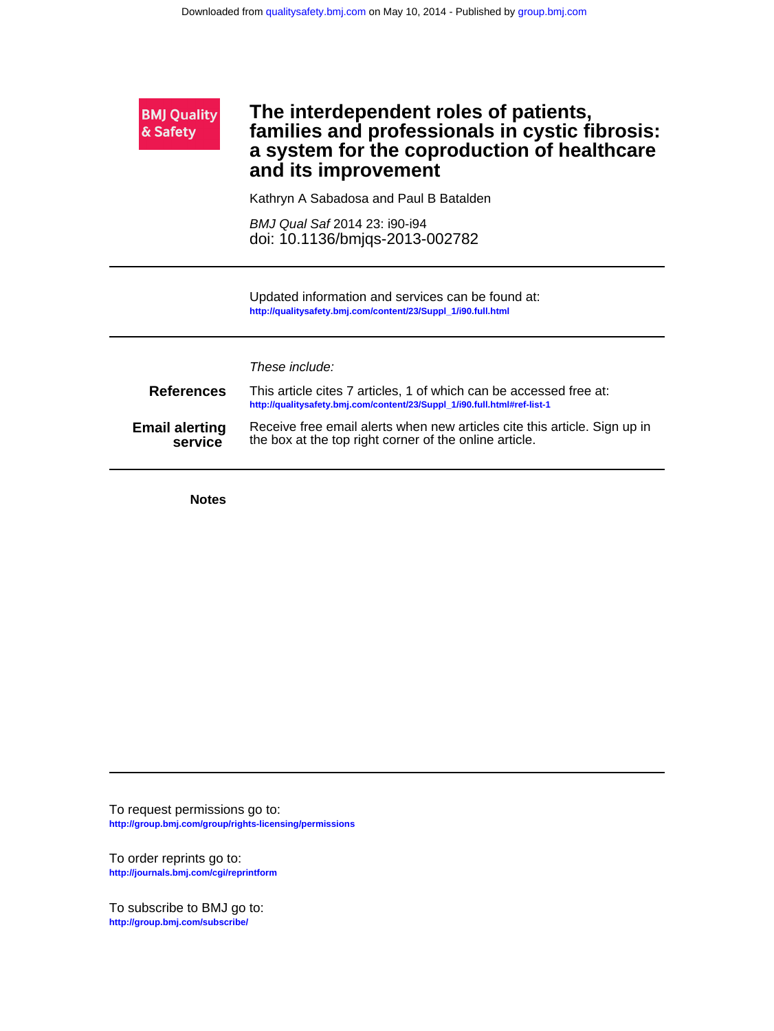Downloaded from qualitysafety.bmj.com on May 10, 2014 - Published by group.bmj.com

BMJ Quality & Safety

# The interdependent roles of patients, families and professionals in cystic fibrosis: a system for the coproduction of healthcare and its improvement

Kathryn A Sabadosa and Paul B Batalden

*BMJ Qual Saf* 2014 23: i90-i94
doi: 10.1136/bmjqs-2013-002782

Updated information and services can be found at:
http://qualitysafety.bmj.com/content/23/Suppl_1/i90.full.html

*These include:*

**References**

This article cites 7 articles, 1 of which can be accessed free at:
http://qualitysafety.bmj.com/content/23/Suppl_1/i90.full.html#ref-list-1

**Email alerting service**

Receive free email alerts when new articles cite this article. Sign up in the box at the top right corner of the online article.

**Notes**

To request permissions go to:
http://group.bmj.com/group/rights-licensing/permissions

To order reprints go to:
http://journals.bmj.com/cgi/reprintform

To subscribe to BMJ go to:
http://group.bmj.com/subscribe/